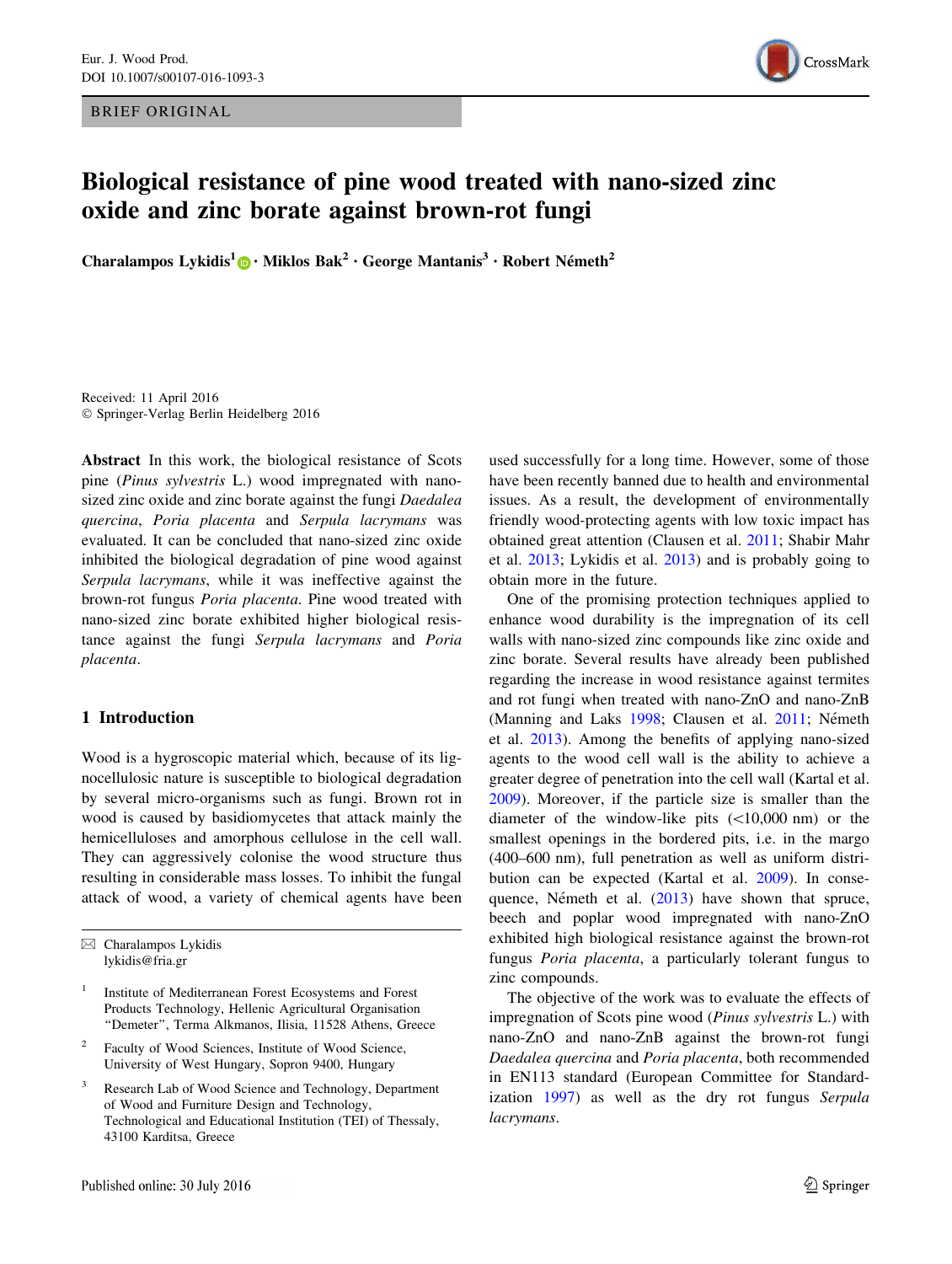BRIEF ORIGINAL

# Biological resistance of pine wood treated with nano-sized zinc oxide and zinc borate against brown-rot fungi

**Charalampos Lykidis[1] · Miklos Bak[2] · George Mantanis[3] · Robert Németh[2]**

Received: 11 April 2016
© Springer-Verlag Berlin Heidelberg 2016

**Abstract** In this work, the biological resistance of Scots pine (*Pinus sylvestris* L.) wood impregnated with nano-sized zinc oxide and zinc borate against the fungi *Daedalea quercina*, *Poria placenta* and *Serpula lacrymans* was evaluated. It can be concluded that nano-sized zinc oxide inhibited the biological degradation of pine wood against *Serpula lacrymans*, while it was ineffective against the brown-rot fungus *Poria placenta*. Pine wood treated with nano-sized zinc borate exhibited higher biological resistance against the fungi *Serpula lacrymans* and *Poria placenta*.

## 1 Introduction

Wood is a hygroscopic material which, because of its lignocellulosic nature is susceptible to biological degradation by several micro-organisms such as fungi. Brown rot in wood is caused by basidiomycetes that attack mainly the hemicelluloses and amorphous cellulose in the cell wall. They can aggressively colonise the wood structure thus resulting in considerable mass losses. To inhibit the fungal attack of wood, a variety of chemical agents have been used successfully for a long time. However, some of those have been recently banned due to health and environmental issues. As a result, the development of environmentally friendly wood-protecting agents with low toxic impact has obtained great attention (Clausen et al. 2011; Shabir Mahr et al. 2013; Lykidis et al. 2013) and is probably going to obtain more in the future.

One of the promising protection techniques applied to enhance wood durability is the impregnation of its cell walls with nano-sized zinc compounds like zinc oxide and zinc borate. Several results have already been published regarding the increase in wood resistance against termites and rot fungi when treated with nano-ZnO and nano-ZnB (Manning and Laks 1998; Clausen et al. 2011; Németh et al. 2013). Among the benefits of applying nano-sized agents to the wood cell wall is the ability to achieve a greater degree of penetration into the cell wall (Kartal et al. 2009). Moreover, if the particle size is smaller than the diameter of the window-like pits (<10,000 nm) or the smallest openings in the bordered pits, i.e. in the margo (400–600 nm), full penetration as well as uniform distribution can be expected (Kartal et al. 2009). In consequence, Németh et al. (2013) have shown that spruce, beech and poplar wood impregnated with nano-ZnO exhibited high biological resistance against the brown-rot fungus *Poria placenta*, a particularly tolerant fungus to zinc compounds.

The objective of the work was to evaluate the effects of impregnation of Scots pine wood (*Pinus sylvestris* L.) with nano-ZnO and nano-ZnB against the brown-rot fungi *Daedalea quercina* and *Poria placenta*, both recommended in EN113 standard (European Committee for Standardization 1997) as well as the dry rot fungus *Serpula lacrymans*.

---

✉ Charalampos Lykidis
lykidis@fria.gr

[1] Institute of Mediterranean Forest Ecosystems and Forest Products Technology, Hellenic Agricultural Organisation "Demeter", Terma Alkmanos, Ilisia, 11528 Athens, Greece

[2] Faculty of Wood Sciences, Institute of Wood Science, University of West Hungary, Sopron 9400, Hungary

[3] Research Lab of Wood Science and Technology, Department of Wood and Furniture Design and Technology, Technological and Educational Institution (TEI) of Thessaly, 43100 Karditsa, Greece

Published online: 30 July 2016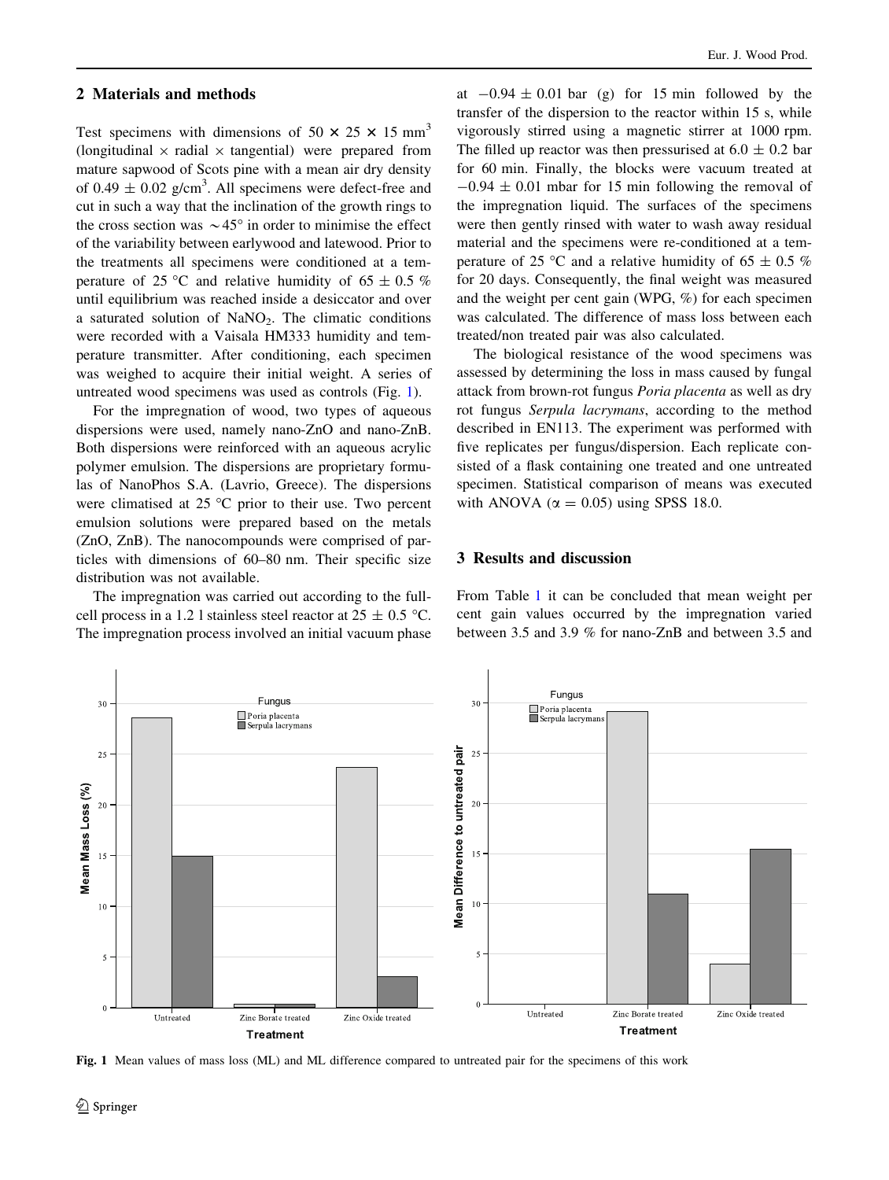## 2 Materials and methods

Test specimens with dimensions of 50 × 25 × 15 mm$^3$ (longitudinal × radial × tangential) were prepared from mature sapwood of Scots pine with a mean air dry density of 0.49 ± 0.02 g/cm$^3$. All specimens were defect-free and cut in such a way that the inclination of the growth rings to the cross section was ~45° in order to minimise the effect of the variability between earlywood and latewood. Prior to the treatments all specimens were conditioned at a temperature of 25 °C and relative humidity of 65 ± 0.5 % until equilibrium was reached inside a desiccator and over a saturated solution of $NaNO_2$. The climatic conditions were recorded with a Vaisala HM333 humidity and temperature transmitter. After conditioning, each specimen was weighed to acquire their initial weight. A series of untreated wood specimens was used as controls (Fig. 1).

For the impregnation of wood, two types of aqueous dispersions were used, namely nano-ZnO and nano-ZnB. Both dispersions were reinforced with an aqueous acrylic polymer emulsion. The dispersions are proprietary formulas of NanoPhos S.A. (Lavrio, Greece). The dispersions were climatised at 25 °C prior to their use. Two percent emulsion solutions were prepared based on the metals (ZnO, ZnB). The nanocompounds were comprised of particles with dimensions of 60–80 nm. Their specific size distribution was not available.

The impregnation was carried out according to the full-cell process in a 1.2 l stainless steel reactor at 25 ± 0.5 °C. The impregnation process involved an initial vacuum phase at −0.94 ± 0.01 bar (g) for 15 min followed by the transfer of the dispersion to the reactor within 15 s, while vigorously stirred using a magnetic stirrer at 1000 rpm. The filled up reactor was then pressurised at 6.0 ± 0.2 bar for 60 min. Finally, the blocks were vacuum treated at −0.94 ± 0.01 mbar for 15 min following the removal of the impregnation liquid. The surfaces of the specimens were then gently rinsed with water to wash away residual material and the specimens were re-conditioned at a temperature of 25 °C and a relative humidity of 65 ± 0.5 % for 20 days. Consequently, the final weight was measured and the weight per cent gain (WPG, %) for each specimen was calculated. The difference of mass loss between each treated/non treated pair was also calculated.

The biological resistance of the wood specimens was assessed by determining the loss in mass caused by fungal attack from brown-rot fungus *Poria placenta* as well as dry rot fungus *Serpula lacrymans*, according to the method described in EN113. The experiment was performed with five replicates per fungus/dispersion. Each replicate consisted of a flask containing one treated and one untreated specimen. Statistical comparison of means was executed with ANOVA ($\alpha = 0.05$) using SPSS 18.0.

## 3 Results and discussion

From Table 1 it can be concluded that mean weight per cent gain values occurred by the impregnation varied between 3.5 and 3.9 % for nano-ZnB and between 3.5 and

Fungus
Poria placenta
Serpula lacrymans
Mean Mass Loss (%)
0
5
10
15
20
25
30
Untreated
Zinc Borate treated
Zinc Oxide treated
Treatment

Fungus
Poria placenta
Serpula lacrymans
Mean Difference to untreated pair
0
5
10
15
20
25
30
Untreated
Zinc Borate treated
Zinc Oxide treated
Treatment

**Fig. 1** Mean values of mass loss (ML) and ML difference compared to untreated pair for the specimens of this work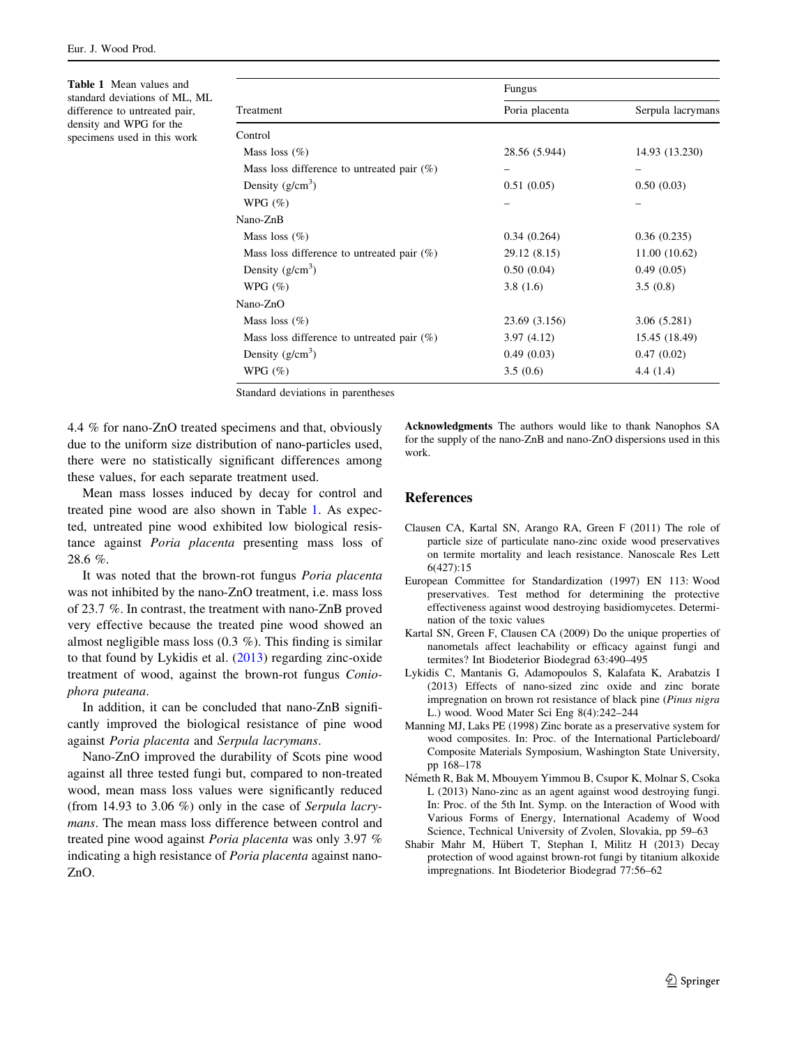**Table 1** Mean values and standard deviations of ML, ML difference to untreated pair, density and WPG for the specimens used in this work

| Treatment | Fungus | |
|---|---|---|
| | Poria placenta | Serpula lacrymans |
| Control | | |
| Mass loss (%) | 28.56 (5.944) | 14.93 (13.230) |
| Mass loss difference to untreated pair (%) | – | – |
| Density (g/cm$^3$) | 0.51 (0.05) | 0.50 (0.03) |
| WPG (%) | – | – |
| Nano-ZnB | | |
| Mass loss (%) | 0.34 (0.264) | 0.36 (0.235) |
| Mass loss difference to untreated pair (%) | 29.12 (8.15) | 11.00 (10.62) |
| Density (g/cm$^3$) | 0.50 (0.04) | 0.49 (0.05) |
| WPG (%) | 3.8 (1.6) | 3.5 (0.8) |
| Nano-ZnO | | |
| Mass loss (%) | 23.69 (3.156) | 3.06 (5.281) |
| Mass loss difference to untreated pair (%) | 3.97 (4.12) | 15.45 (18.49) |
| Density (g/cm$^3$) | 0.49 (0.03) | 0.47 (0.02) |
| WPG (%) | 3.5 (0.6) | 4.4 (1.4) |

Standard deviations in parentheses

4.4 % for nano-ZnO treated specimens and that, obviously due to the uniform size distribution of nano-particles used, there were no statistically significant differences among these values, for each separate treatment used.

Mean mass losses induced by decay for control and treated pine wood are also shown in Table 1. As expected, untreated pine wood exhibited low biological resistance against *Poria placenta* presenting mass loss of 28.6 %.

It was noted that the brown-rot fungus *Poria placenta* was not inhibited by the nano-ZnO treatment, i.e. mass loss of 23.7 %. In contrast, the treatment with nano-ZnB proved very effective because the treated pine wood showed an almost negligible mass loss (0.3 %). This finding is similar to that found by Lykidis et al. (2013) regarding zinc-oxide treatment of wood, against the brown-rot fungus *Coniophora puteana*.

In addition, it can be concluded that nano-ZnB significantly improved the biological resistance of pine wood against *Poria placenta* and *Serpula lacrymans*.

Nano-ZnO improved the durability of Scots pine wood against all three tested fungi but, compared to non-treated wood, mean mass loss values were significantly reduced (from 14.93 to 3.06 %) only in the case of *Serpula lacrymans*. The mean mass loss difference between control and treated pine wood against *Poria placenta* was only 3.97 % indicating a high resistance of *Poria placenta* against nano-ZnO.

**Acknowledgments** The authors would like to thank Nanophos SA for the supply of the nano-ZnB and nano-ZnO dispersions used in this work.

## References

Clausen CA, Kartal SN, Arango RA, Green F (2011) The role of particle size of particulate nano-zinc oxide wood preservatives on termite mortality and leach resistance. Nanoscale Res Lett 6(427):15

European Committee for Standardization (1997) EN 113: Wood preservatives. Test method for determining the protective effectiveness against wood destroying basidiomycetes. Determination of the toxic values

Kartal SN, Green F, Clausen CA (2009) Do the unique properties of nanometals affect leachability or efficacy against fungi and termites? Int Biodeterior Biodegrad 63:490–495

Lykidis C, Mantanis G, Adamopoulos S, Kalafata K, Arabatzis I (2013) Effects of nano-sized zinc oxide and zinc borate impregnation on brown rot resistance of black pine (*Pinus nigra* L.) wood. Wood Mater Sci Eng 8(4):242–244

Manning MJ, Laks PE (1998) Zinc borate as a preservative system for wood composites. In: Proc. of the International Particleboard/Composite Materials Symposium, Washington State University, pp 168–178

Németh R, Bak M, Mbouyem Yimmou B, Csupor K, Molnar S, Csoka L (2013) Nano-zinc as an agent against wood destroying fungi. In: Proc. of the 5th Int. Symp. on the Interaction of Wood with Various Forms of Energy, International Academy of Wood Science, Technical University of Zvolen, Slovakia, pp 59–63

Shabir Mahr M, Hübert T, Stephan I, Militz H (2013) Decay protection of wood against brown-rot fungi by titanium alkoxide impregnations. Int Biodeterior Biodegrad 77:56–62